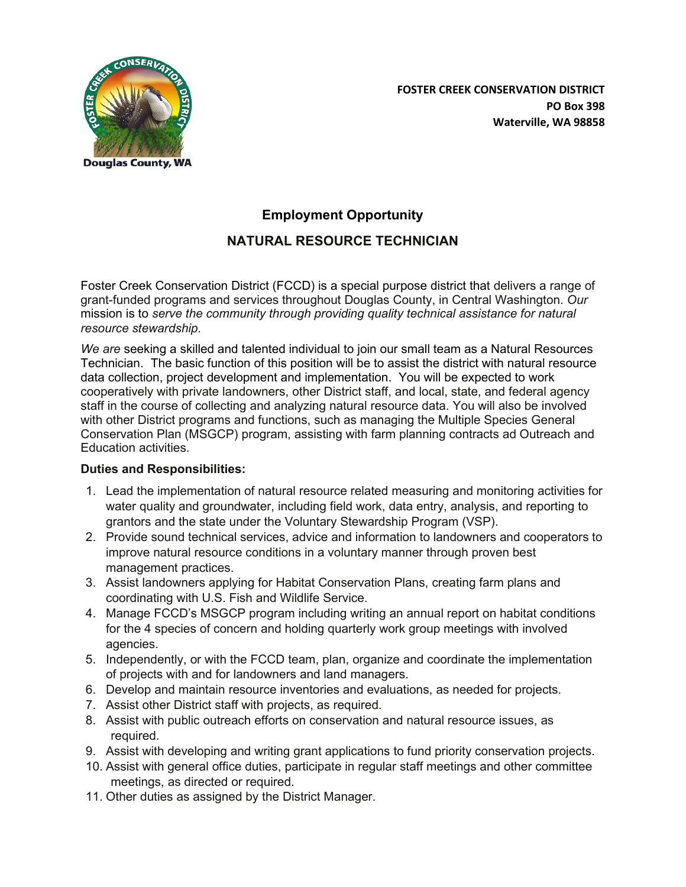**FOSTER CREEK CONSERVATION DISTRICT**
**PO Box 398**
**Waterville, WA 98858**

Douglas County, WA

## Employment Opportunity

## NATURAL RESOURCE TECHNICIAN

Foster Creek Conservation District (FCCD) is a special purpose district that delivers a range of grant-funded programs and services throughout Douglas County, in Central Washington. *Our* mission is to *serve the community through providing quality technical assistance for natural resource stewardship.*

*We are* seeking a skilled and talented individual to join our small team as a Natural Resources Technician. The basic function of this position will be to assist the district with natural resource data collection, project development and implementation. You will be expected to work cooperatively with private landowners, other District staff, and local, state, and federal agency staff in the course of collecting and analyzing natural resource data. You will also be involved with other District programs and functions, such as managing the Multiple Species General Conservation Plan (MSGCP) program, assisting with farm planning contracts ad Outreach and Education activities.

**Duties and Responsibilities:**

1. Lead the implementation of natural resource related measuring and monitoring activities for water quality and groundwater, including field work, data entry, analysis, and reporting to grantors and the state under the Voluntary Stewardship Program (VSP).
2. Provide sound technical services, advice and information to landowners and cooperators to improve natural resource conditions in a voluntary manner through proven best management practices.
3. Assist landowners applying for Habitat Conservation Plans, creating farm plans and coordinating with U.S. Fish and Wildlife Service.
4. Manage FCCD's MSGCP program including writing an annual report on habitat conditions for the 4 species of concern and holding quarterly work group meetings with involved agencies.
5. Independently, or with the FCCD team, plan, organize and coordinate the implementation of projects with and for landowners and land managers.
6. Develop and maintain resource inventories and evaluations, as needed for projects.
7. Assist other District staff with projects, as required.
8. Assist with public outreach efforts on conservation and natural resource issues, as required.
9. Assist with developing and writing grant applications to fund priority conservation projects.
10. Assist with general office duties, participate in regular staff meetings and other committee meetings, as directed or required.
11. Other duties as assigned by the District Manager.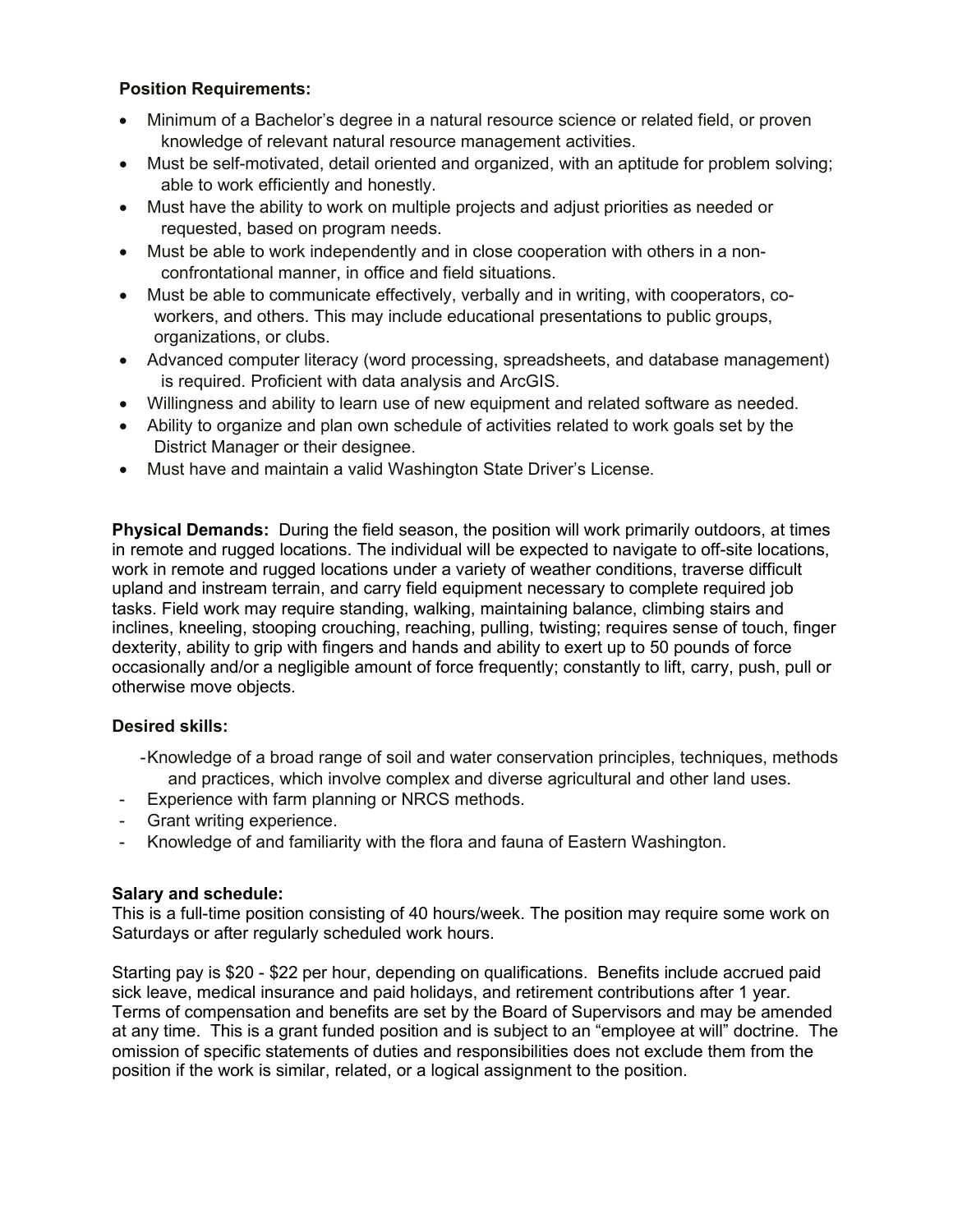**Position Requirements:**

- Minimum of a Bachelor's degree in a natural resource science or related field, or proven knowledge of relevant natural resource management activities.
- Must be self-motivated, detail oriented and organized, with an aptitude for problem solving; able to work efficiently and honestly.
- Must have the ability to work on multiple projects and adjust priorities as needed or requested, based on program needs.
- Must be able to work independently and in close cooperation with others in a non-confrontational manner, in office and field situations.
- Must be able to communicate effectively, verbally and in writing, with cooperators, co-workers, and others. This may include educational presentations to public groups, organizations, or clubs.
- Advanced computer literacy (word processing, spreadsheets, and database management) is required. Proficient with data analysis and ArcGIS.
- Willingness and ability to learn use of new equipment and related software as needed.
- Ability to organize and plan own schedule of activities related to work goals set by the District Manager or their designee.
- Must have and maintain a valid Washington State Driver's License.

**Physical Demands:** During the field season, the position will work primarily outdoors, at times in remote and rugged locations. The individual will be expected to navigate to off-site locations, work in remote and rugged locations under a variety of weather conditions, traverse difficult upland and instream terrain, and carry field equipment necessary to complete required job tasks. Field work may require standing, walking, maintaining balance, climbing stairs and inclines, kneeling, stooping crouching, reaching, pulling, twisting; requires sense of touch, finger dexterity, ability to grip with fingers and hands and ability to exert up to 50 pounds of force occasionally and/or a negligible amount of force frequently; constantly to lift, carry, push, pull or otherwise move objects.

**Desired skills:**

- Knowledge of a broad range of soil and water conservation principles, techniques, methods and practices, which involve complex and diverse agricultural and other land uses.
- Experience with farm planning or NRCS methods.
- Grant writing experience.
- Knowledge of and familiarity with the flora and fauna of Eastern Washington.

**Salary and schedule:**

This is a full-time position consisting of 40 hours/week. The position may require some work on Saturdays or after regularly scheduled work hours.

Starting pay is $20 - $22 per hour, depending on qualifications. Benefits include accrued paid sick leave, medical insurance and paid holidays, and retirement contributions after 1 year. Terms of compensation and benefits are set by the Board of Supervisors and may be amended at any time. This is a grant funded position and is subject to an "employee at will" doctrine. The omission of specific statements of duties and responsibilities does not exclude them from the position if the work is similar, related, or a logical assignment to the position.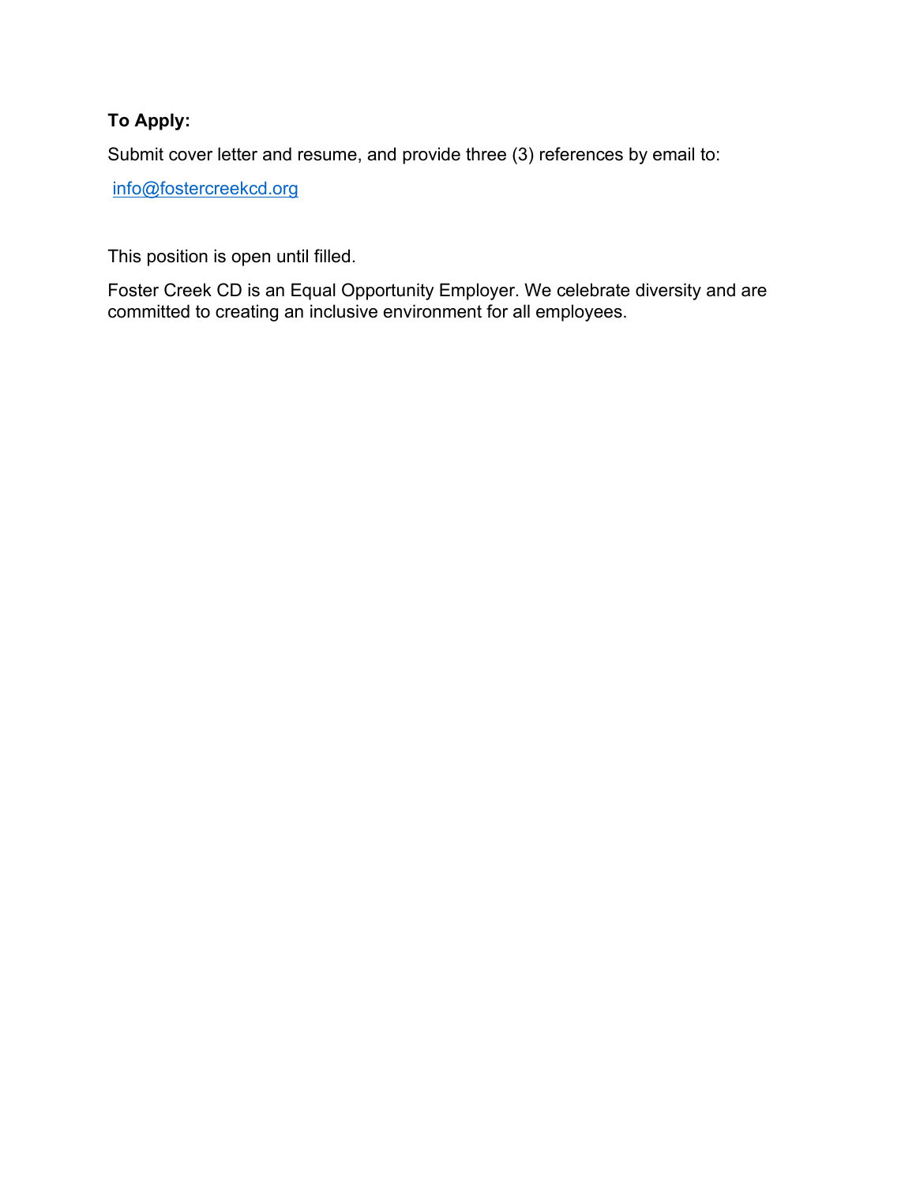**To Apply:**

Submit cover letter and resume, and provide three (3) references by email to:

info@fostercreekcd.org

This position is open until filled.

Foster Creek CD is an Equal Opportunity Employer. We celebrate diversity and are committed to creating an inclusive environment for all employees.